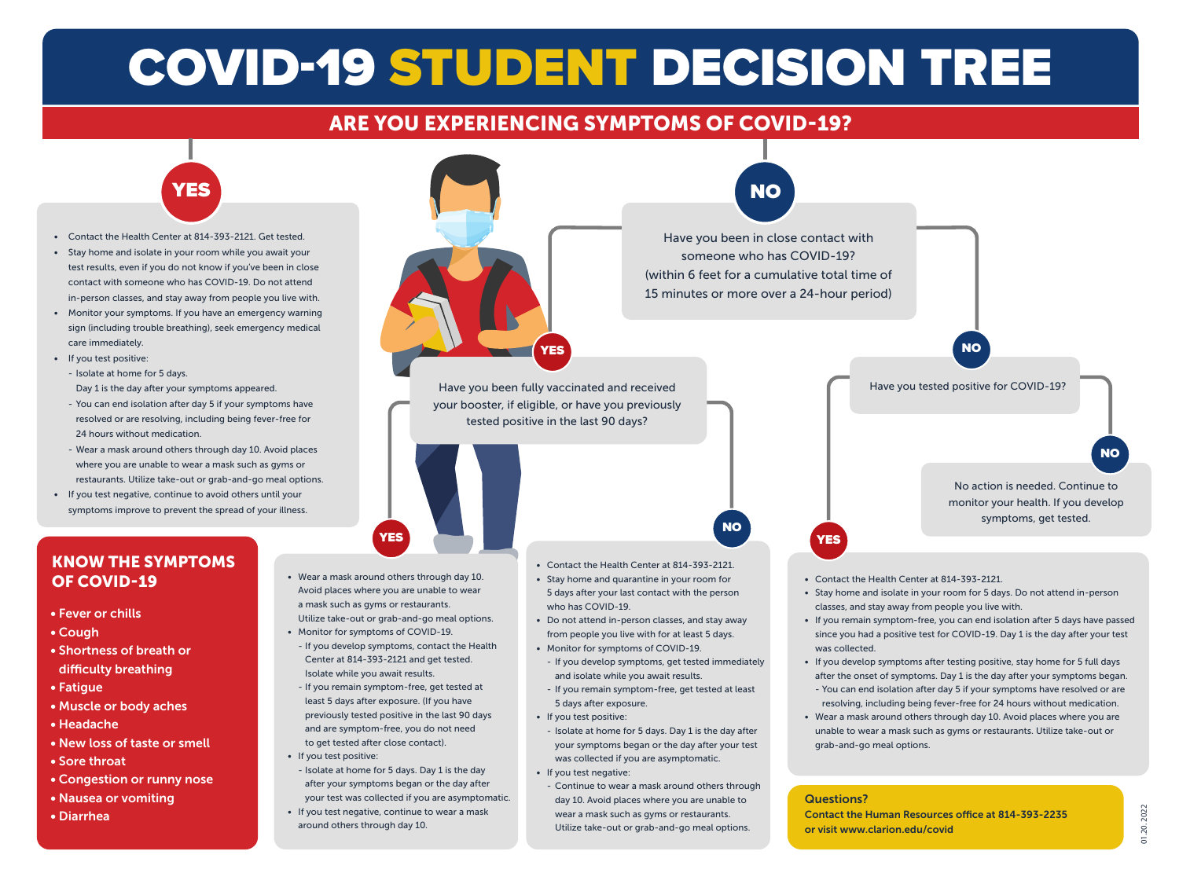# COVID-19 STUDENT DECISION TREE

## ARE YOU EXPERIENCING SYMPTOMS OF COVID-19?

### YES

- Contact the Health Center at 814-393-2121. Get tested.
- Stay home and isolate in your room while you await your test results, even if you do not know if you've been in close contact with someone who has COVID-19. Do not attend in-person classes, and stay away from people you live with.
- Monitor your symptoms. If you have an emergency warning sign (including trouble breathing), seek emergency medical care immediately.
- If you test positive:
  - Isolate at home for 5 days. Day 1 is the day after your symptoms appeared.
  - You can end isolation after day 5 if your symptoms have resolved or are resolving, including being fever-free for 24 hours without medication.
  - Wear a mask around others through day 10. Avoid places where you are unable to wear a mask such as gyms or restaurants. Utilize take-out or grab-and-go meal options.
- If you test negative, continue to avoid others until your symptoms improve to prevent the spread of your illness.

### KNOW THE SYMPTOMS OF COVID-19

- Fever or chills
- Cough
- Shortness of breath or difficulty breathing
- Fatigue
- Muscle or body aches
- Headache
- New loss of taste or smell
- Sore throat
- Congestion or runny nose
- Nausea or vomiting
- Diarrhea

### NO

Have you been in close contact with someone who has COVID-19? (within 6 feet for a cumulative total time of 15 minutes or more over a 24-hour period)

#### YES

Have you been fully vaccinated and received your booster, if eligible, or have you previously tested positive in the last 90 days?

##### YES

- Wear a mask around others through day 10. Avoid places where you are unable to wear a mask such as gyms or restaurants. Utilize take-out or grab-and-go meal options.
- Monitor for symptoms of COVID-19.
  - If you develop symptoms, contact the Health Center at 814-393-2121 and get tested. Isolate while you await results.
  - If you remain symptom-free, get tested at least 5 days after exposure. (If you have previously tested positive in the last 90 days and are symptom-free, you do not need to get tested after close contact).
- If you test positive:
  - Isolate at home for 5 days. Day 1 is the day after your symptoms began or the day after your test was collected if you are asymptomatic.
- If you test negative, continue to wear a mask around others through day 10.

##### NO

- Contact the Health Center at 814-393-2121.
- Stay home and quarantine in your room for 5 days after your last contact with the person who has COVID-19.
- Do not attend in-person classes, and stay away from people you live with for at least 5 days.
- Monitor for symptoms of COVID-19.
  - If you develop symptoms, get tested immediately and isolate while you await results.
  - If you remain symptom-free, get tested at least 5 days after exposure.
- If you test positive:
  - Isolate at home for 5 days. Day 1 is the day after your symptoms began or the day after your test was collected if you are asymptomatic.
- If you test negative:
  - Continue to wear a mask around others through day 10. Avoid places where you are unable to wear a mask such as gyms or restaurants. Utilize take-out or grab-and-go meal options.

#### NO

Have you tested positive for COVID-19?

##### YES

- Contact the Health Center at 814-393-2121.
- Stay home and isolate in your room for 5 days. Do not attend in-person classes, and stay away from people you live with.
- If you remain symptom-free, you can end isolation after 5 days have passed since you had a positive test for COVID-19. Day 1 is the day after your test was collected.
- If you develop symptoms after testing positive, stay home for 5 full days after the onset of symptoms. Day 1 is the day after your symptoms began.
  - You can end isolation after day 5 if your symptoms have resolved or are resolving, including being fever-free for 24 hours without medication.
- Wear a mask around others through day 10. Avoid places where you are unable to wear a mask such as gyms or restaurants. Utilize take-out or grab-and-go meal options.

##### NO

No action is needed. Continue to monitor your health. If you develop symptoms, get tested.

**Questions?**
**Contact the Human Resources office at 814-393-2235 or visit www.clarion.edu/covid**

01.20.2022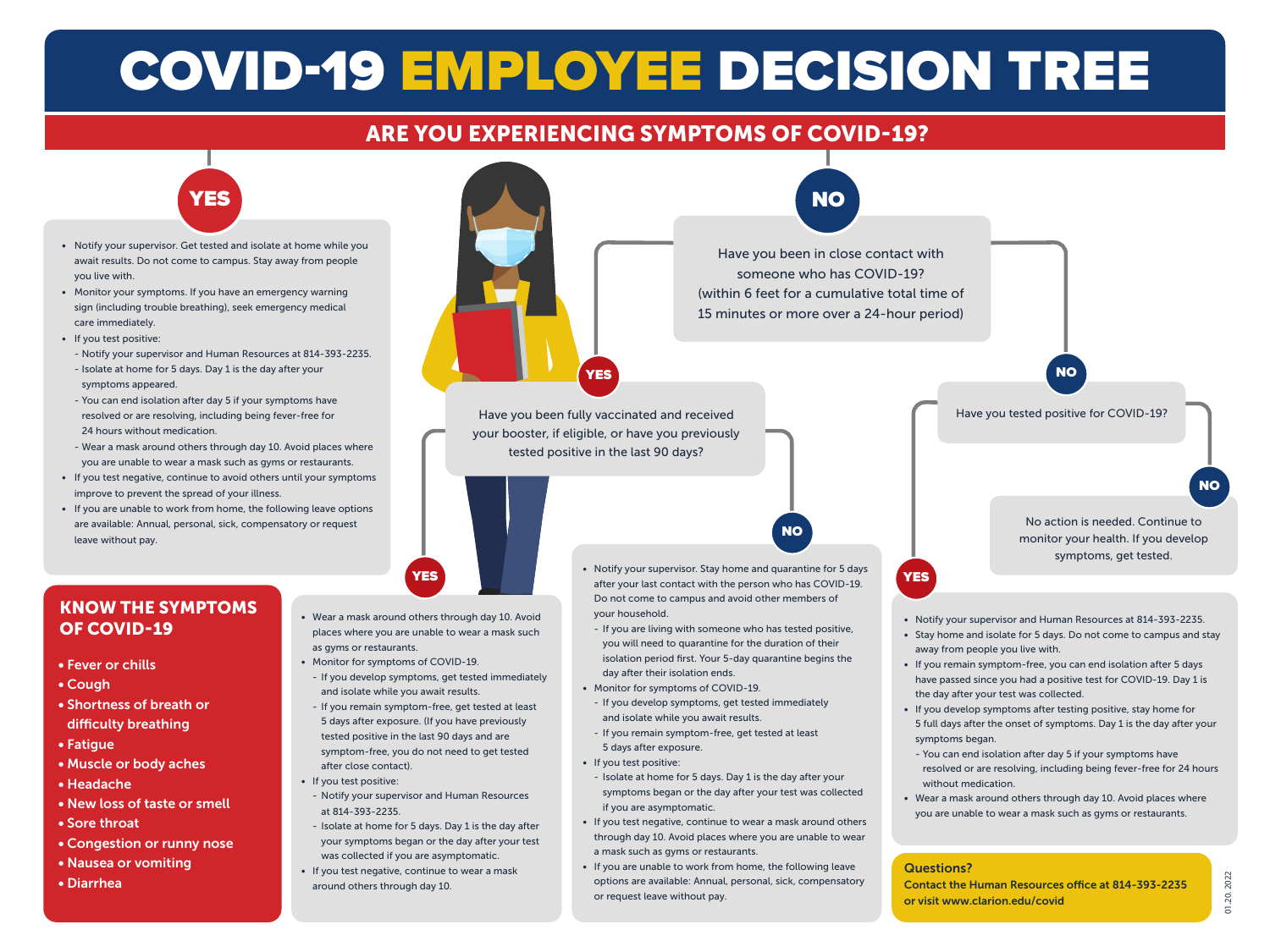# COVID-19 EMPLOYEE DECISION TREE

## ARE YOU EXPERIENCING SYMPTOMS OF COVID-19?

### YES

- Notify your supervisor. Get tested and isolate at home while you await results. Do not come to campus. Stay away from people you live with.
- Monitor your symptoms. If you have an emergency warning sign (including trouble breathing), seek emergency medical care immediately.
- If you test positive:
  - Notify your supervisor and Human Resources at 814-393-2235.
  - Isolate at home for 5 days. Day 1 is the day after your symptoms appeared.
  - You can end isolation after day 5 if your symptoms have resolved or are resolving, including being fever-free for 24 hours without medication.
  - Wear a mask around others through day 10. Avoid places where you are unable to wear a mask such as gyms or restaurants.
- If you test negative, continue to avoid others until your symptoms improve to prevent the spread of your illness.
- If you are unable to work from home, the following leave options are available: Annual, personal, sick, compensatory or request leave without pay.

### KNOW THE SYMPTOMS OF COVID-19

- Fever or chills
- Cough
- Shortness of breath or difficulty breathing
- Fatigue
- Muscle or body aches
- Headache
- New loss of taste or smell
- Sore throat
- Congestion or runny nose
- Nausea or vomiting
- Diarrhea

### NO

Have you been in close contact with someone who has COVID-19? (within 6 feet for a cumulative total time of 15 minutes or more over a 24-hour period)

#### YES

Have you been fully vaccinated and received your booster, if eligible, or have you previously tested positive in the last 90 days?

##### YES

- Wear a mask around others through day 10. Avoid places where you are unable to wear a mask such as gyms or restaurants.
- Monitor for symptoms of COVID-19.
  - If you develop symptoms, get tested immediately and isolate while you await results.
  - If you remain symptom-free, get tested at least 5 days after exposure. (If you have previously tested positive in the last 90 days and are symptom-free, you do not need to get tested after close contact).
- If you test positive:
  - Notify your supervisor and Human Resources at 814-393-2235.
  - Isolate at home for 5 days. Day 1 is the day after your symptoms began or the day after your test was collected if you are asymptomatic.
- If you test negative, continue to wear a mask around others through day 10.

##### NO

- Notify your supervisor. Stay home and quarantine for 5 days after your last contact with the person who has COVID-19. Do not come to campus and avoid other members of your household.
  - If you are living with someone who has tested positive, you will need to quarantine for the duration of their isolation period first. Your 5-day quarantine begins the day after their isolation ends.
- Monitor for symptoms of COVID-19.
  - If you develop symptoms, get tested immediately and isolate while you await results.
  - If you remain symptom-free, get tested at least 5 days after exposure.
- If you test positive:
  - Isolate at home for 5 days. Day 1 is the day after your symptoms began or the day after your test was collected if you are asymptomatic.
- If you test negative, continue to wear a mask around others through day 10. Avoid places where you are unable to wear a mask such as gyms or restaurants.
- If you are unable to work from home, the following leave options are available: Annual, personal, sick, compensatory or request leave without pay.

#### NO

Have you tested positive for COVID-19?

##### YES

- Notify your supervisor and Human Resources at 814-393-2235.
- Stay home and isolate for 5 days. Do not come to campus and stay away from people you live with.
- If you remain symptom-free, you can end isolation after 5 days have passed since you had a positive test for COVID-19. Day 1 is the day after your test was collected.
- If you develop symptoms after testing positive, stay home for 5 full days after the onset of symptoms. Day 1 is the day after your symptoms began.
  - You can end isolation after day 5 if your symptoms have resolved or are resolving, including being fever-free for 24 hours without medication.
- Wear a mask around others through day 10. Avoid places where you are unable to wear a mask such as gyms or restaurants.

##### NO

No action is needed. Continue to monitor your health. If you develop symptoms, get tested.

**Questions?**
**Contact the Human Resources office at 814-393-2235 or visit www.clarion.edu/covid**

01.20.2022